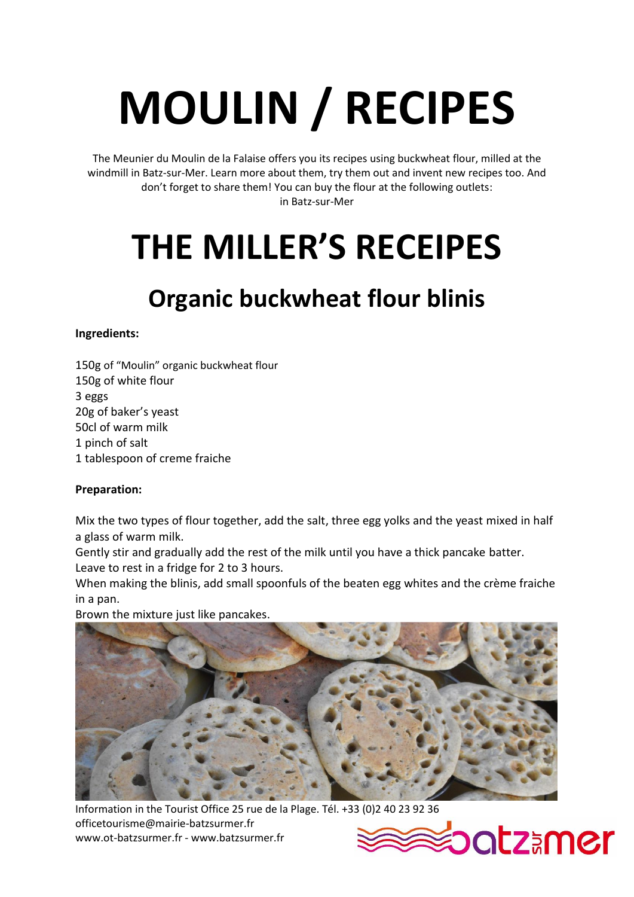# MOULIN / RECIPES

The Meunier du Moulin de la Falaise offers you its recipes using buckwheat flour, milled at the windmill in Batz-sur-Mer. Learn more about them, try them out and invent new recipes too. And don't forget to share them! You can buy the flour at the following outlets:
in Batz-sur-Mer

# THE MILLER'S RECEIPES

## Organic buckwheat flour blinis

**Ingredients:**

150g of "Moulin" organic buckwheat flour
150g of white flour
3 eggs
20g of baker's yeast
50cl of warm milk
1 pinch of salt
1 tablespoon of creme fraiche

**Preparation:**

Mix the two types of flour together, add the salt, three egg yolks and the yeast mixed in half a glass of warm milk.
Gently stir and gradually add the rest of the milk until you have a thick pancake batter.
Leave to rest in a fridge for 2 to 3 hours.
When making the blinis, add small spoonfuls of the beaten egg whites and the crème fraiche in a pan.
Brown the mixture just like pancakes.

Information in the Tourist Office 25 rue de la Plage. Tél. +33 (0)2 40 23 92 36
officetourisme@mairie-batzsurmer.fr
www.ot-batzsurmer.fr - www.batzsurmer.fr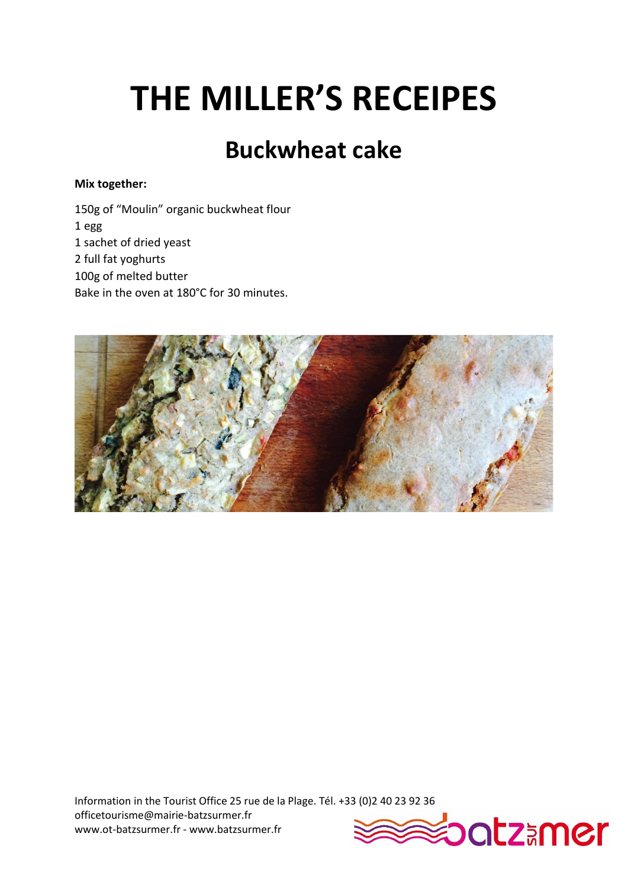# THE MILLER'S RECEIPES

## Buckwheat cake

**Mix together:**

150g of "Moulin" organic buckwheat flour
1 egg
1 sachet of dried yeast
2 full fat yoghurts
100g of melted butter
Bake in the oven at 180°C for 30 minutes.

Information in the Tourist Office 25 rue de la Plage. Tél. +33 (0)2 40 23 92 36
officetourisme@mairie-batzsurmer.fr
www.ot-batzsurmer.fr - www.batzsurmer.fr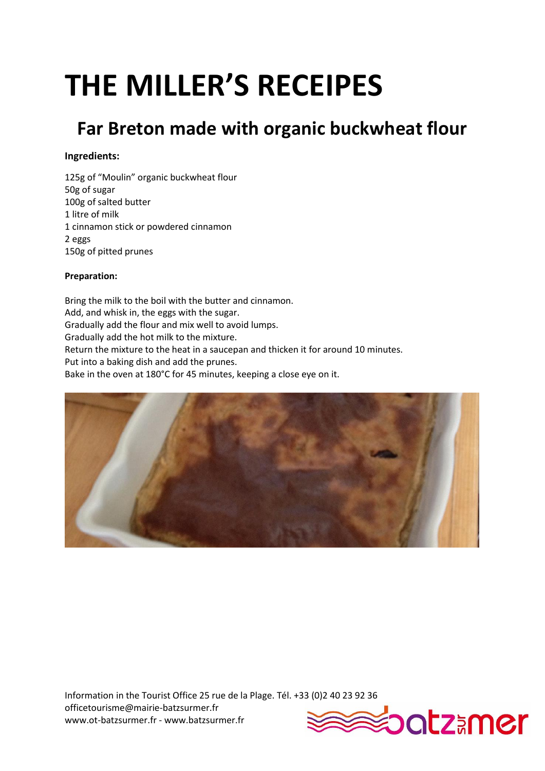# THE MILLER'S RECEIPES

## Far Breton made with organic buckwheat flour

**Ingredients:**

125g of "Moulin" organic buckwheat flour
50g of sugar
100g of salted butter
1 litre of milk
1 cinnamon stick or powdered cinnamon
2 eggs
150g of pitted prunes

**Preparation:**

Bring the milk to the boil with the butter and cinnamon.
Add, and whisk in, the eggs with the sugar.
Gradually add the flour and mix well to avoid lumps.
Gradually add the hot milk to the mixture.
Return the mixture to the heat in a saucepan and thicken it for around 10 minutes.
Put into a baking dish and add the prunes.
Bake in the oven at 180°C for 45 minutes, keeping a close eye on it.

Information in the Tourist Office 25 rue de la Plage. Tél. +33 (0)2 40 23 92 36
officetourisme@mairie-batzsurmer.fr
www.ot-batzsurmer.fr - www.batzsurmer.fr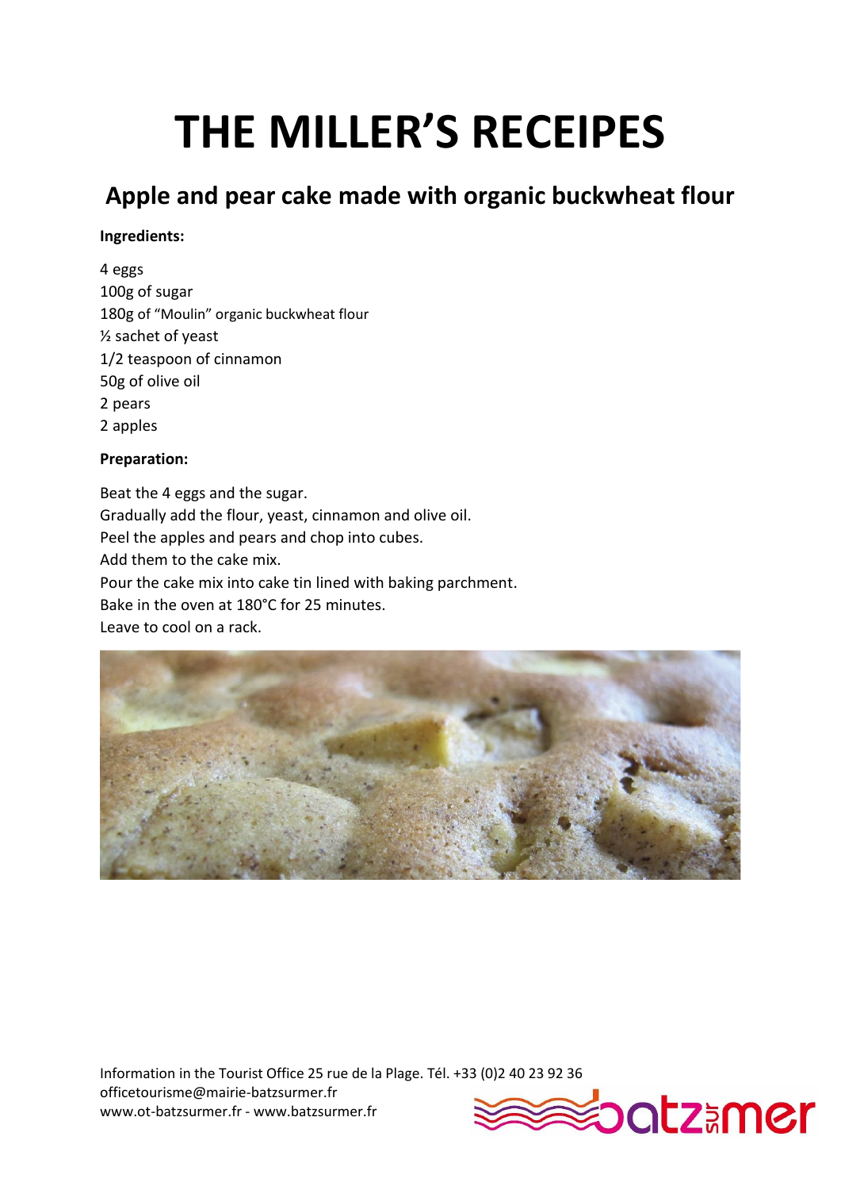# THE MILLER'S RECEIPES

## Apple and pear cake made with organic buckwheat flour

**Ingredients:**

4 eggs
100g of sugar
180g of "Moulin" organic buckwheat flour
½ sachet of yeast
1/2 teaspoon of cinnamon
50g of olive oil
2 pears
2 apples

**Preparation:**

Beat the 4 eggs and the sugar.
Gradually add the flour, yeast, cinnamon and olive oil.
Peel the apples and pears and chop into cubes.
Add them to the cake mix.
Pour the cake mix into cake tin lined with baking parchment.
Bake in the oven at 180°C for 25 minutes.
Leave to cool on a rack.

Information in the Tourist Office 25 rue de la Plage. Tél. +33 (0)2 40 23 92 36
officetourisme@mairie-batzsurmer.fr
www.ot-batzsurmer.fr - www.batzsurmer.fr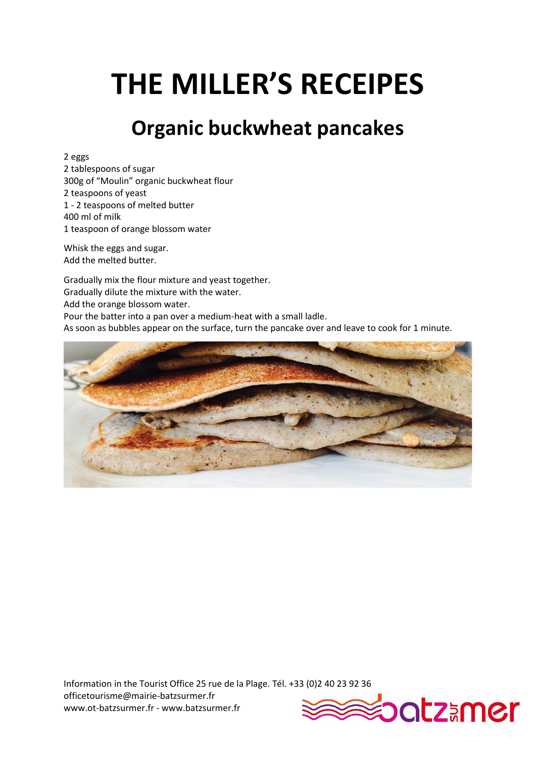# THE MILLER'S RECEIPES

## Organic buckwheat pancakes

2 eggs
2 tablespoons of sugar
300g of "Moulin" organic buckwheat flour
2 teaspoons of yeast
1 - 2 teaspoons of melted butter
400 ml of milk
1 teaspoon of orange blossom water

Whisk the eggs and sugar.
Add the melted butter.

Gradually mix the flour mixture and yeast together.
Gradually dilute the mixture with the water.
Add the orange blossom water.
Pour the batter into a pan over a medium-heat with a small ladle.
As soon as bubbles appear on the surface, turn the pancake over and leave to cook for 1 minute.

Information in the Tourist Office 25 rue de la Plage. Tél. +33 (0)2 40 23 92 36
officetourisme@mairie-batzsurmer.fr
www.ot-batzsurmer.fr - www.batzsurmer.fr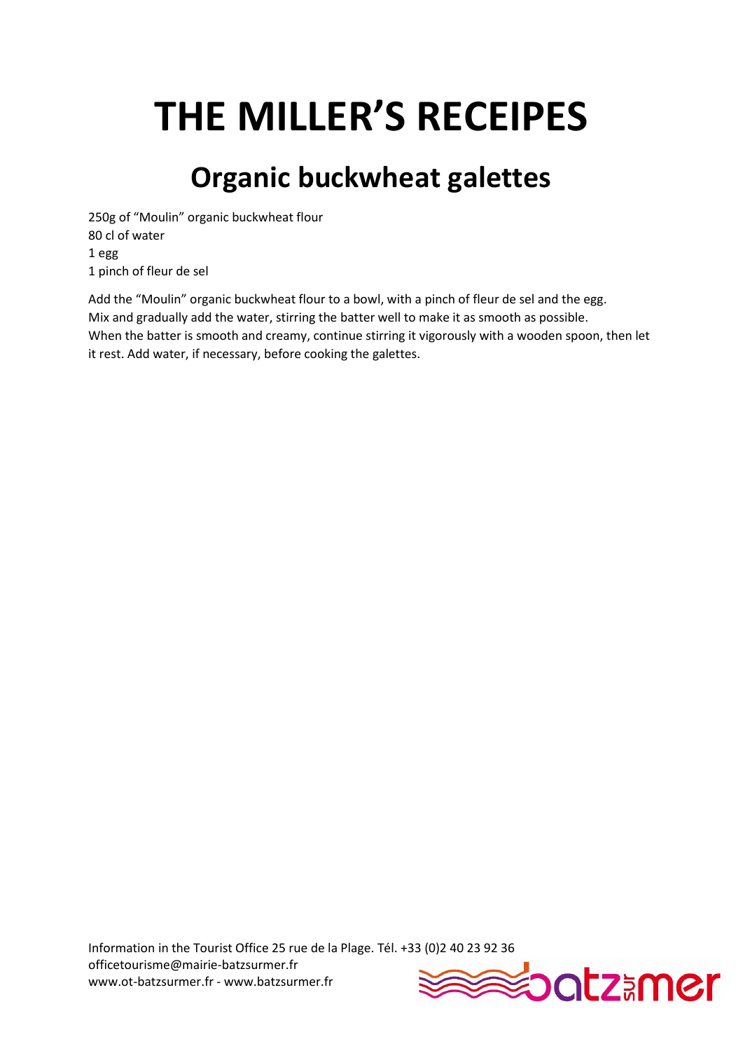# THE MILLER'S RECEIPES

## Organic buckwheat galettes

250g of "Moulin" organic buckwheat flour
80 cl of water
1 egg
1 pinch of fleur de sel

Add the "Moulin" organic buckwheat flour to a bowl, with a pinch of fleur de sel and the egg.
Mix and gradually add the water, stirring the batter well to make it as smooth as possible.
When the batter is smooth and creamy, continue stirring it vigorously with a wooden spoon, then let it rest. Add water, if necessary, before cooking the galettes.

Information in the Tourist Office 25 rue de la Plage. Tél. +33 (0)2 40 23 92 36
officetourisme@mairie-batzsurmer.fr
www.ot-batzsurmer.fr - www.batzsurmer.fr

batz sur mer